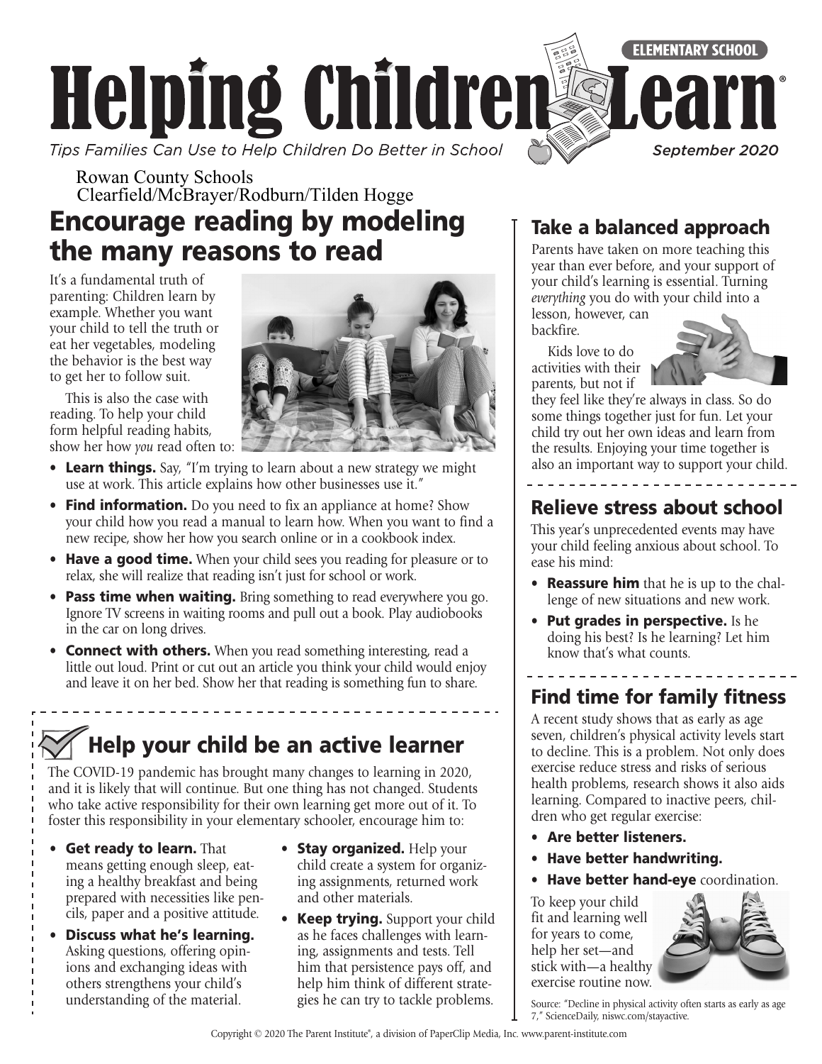ELEMENTARY SCHOOL

# Helping Children Learn®

*Tips Families Can Use to Help Children Do Better in School* — *September 2020*

Rowan County Schools
Clearfield/McBrayer/Rodburn/Tilden Hogge

## Encourage reading by modeling the many reasons to read

It's a fundamental truth of parenting: Children learn by example. Whether you want your child to tell the truth or eat her vegetables, modeling the behavior is the best way to get her to follow suit.

This is also the case with reading. To help your child form helpful reading habits, show her how *you* read often to:

- **Learn things.** Say, "I'm trying to learn about a new strategy we might use at work. This article explains how other businesses use it."
- **Find information.** Do you need to fix an appliance at home? Show your child how you read a manual to learn how. When you want to find a new recipe, show her how you search online or in a cookbook index.
- **Have a good time.** When your child sees you reading for pleasure or to relax, she will realize that reading isn't just for school or work.
- **Pass time when waiting.** Bring something to read everywhere you go. Ignore TV screens in waiting rooms and pull out a book. Play audiobooks in the car on long drives.
- **Connect with others.** When you read something interesting, read a little out loud. Print or cut out an article you think your child would enjoy and leave it on her bed. Show her that reading is something fun to share.

## Help your child be an active learner

The COVID-19 pandemic has brought many changes to learning in 2020, and it is likely that will continue. But one thing has not changed. Students who take active responsibility for their own learning get more out of it. To foster this responsibility in your elementary schooler, encourage him to:

- **Get ready to learn.** That means getting enough sleep, eating a healthy breakfast and being prepared with necessities like pencils, paper and a positive attitude.
- **Discuss what he's learning.** Asking questions, offering opinions and exchanging ideas with others strengthens your child's understanding of the material.
- **Stay organized.** Help your child create a system for organizing assignments, returned work and other materials.
- **Keep trying.** Support your child as he faces challenges with learning, assignments and tests. Tell him that persistence pays off, and help him think of different strategies he can try to tackle problems.

## Take a balanced approach

Parents have taken on more teaching this year than ever before, and your support of your child's learning is essential. Turning *everything* you do with your child into a lesson, however, can backfire.

Kids love to do activities with their parents, but not if they feel like they're always in class. So do some things together just for fun. Let your child try out her own ideas and learn from the results. Enjoying your time together is also an important way to support your child.

## Relieve stress about school

This year's unprecedented events may have your child feeling anxious about school. To ease his mind:

- **Reassure him** that he is up to the challenge of new situations and new work.
- **Put grades in perspective.** Is he doing his best? Is he learning? Let him know that's what counts.

## Find time for family fitness

A recent study shows that as early as age seven, children's physical activity levels start to decline. This is a problem. Not only does exercise reduce stress and risks of serious health problems, research shows it also aids learning. Compared to inactive peers, children who get regular exercise:

- **Are better listeners.**
- **Have better handwriting.**
- **Have better hand-eye** coordination.

To keep your child fit and learning well for years to come, help her set—and stick with—a healthy exercise routine now.

Source: "Decline in physical activity often starts as early as age 7," ScienceDaily, niswc.com/stayactive.

Copyright © 2020 The Parent Institute®, a division of PaperClip Media, Inc. www.parent-institute.com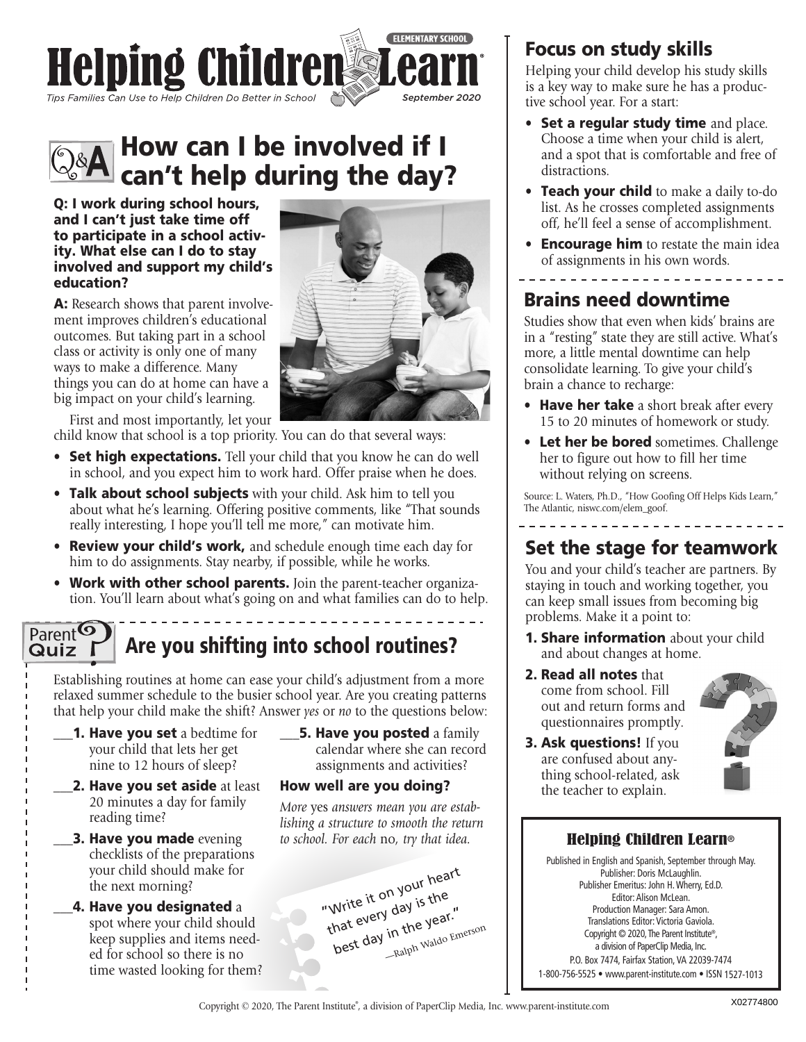# Helping Children Learn®

ELEMENTARY SCHOOL

*Tips Families Can Use to Help Children Do Better in School*

September 2020

## Q&A How can I be involved if I can't help during the day?

**Q: I work during school hours, and I can't just take time off to participate in a school activity. What else can I do to stay involved and support my child's education?**

**A:** Research shows that parent involvement improves children's educational outcomes. But taking part in a school class or activity is only one of many ways to make a difference. Many things you can do at home can have a big impact on your child's learning.

First and most importantly, let your child know that school is a top priority. You can do that several ways:

- **Set high expectations.** Tell your child that you know he can do well in school, and you expect him to work hard. Offer praise when he does.
- **Talk about school subjects** with your child. Ask him to tell you about what he's learning. Offering positive comments, like "That sounds really interesting, I hope you'll tell me more," can motivate him.
- **Review your child's work,** and schedule enough time each day for him to do assignments. Stay nearby, if possible, while he works.
- **Work with other school parents.** Join the parent-teacher organization. You'll learn about what's going on and what families can do to help.

## Parent Quiz: Are you shifting into school routines?

Establishing routines at home can ease your child's adjustment from a more relaxed summer schedule to the busier school year. Are you creating patterns that help your child make the shift? Answer *yes* or *no* to the questions below:

___**1. Have you set** a bedtime for your child that lets her get nine to 12 hours of sleep?

___**2. Have you set aside** at least 20 minutes a day for family reading time?

___**3. Have you made** evening checklists of the preparations your child should make for the next morning?

___**4. Have you designated** a spot where your child should keep supplies and items needed for school so there is no time wasted looking for them?

___**5. Have you posted** a family calendar where she can record assignments and activities?

**How well are you doing?**

*More* yes *answers mean you are establishing a structure to smooth the return to school. For each* no, *try that idea.*

"Write it on your heart that every day is the best day in the year."
—Ralph Waldo Emerson

## Focus on study skills

Helping your child develop his study skills is a key way to make sure he has a productive school year. For a start:

- **Set a regular study time** and place. Choose a time when your child is alert, and a spot that is comfortable and free of distractions.
- **Teach your child** to make a daily to-do list. As he crosses completed assignments off, he'll feel a sense of accomplishment.
- **Encourage him** to restate the main idea of assignments in his own words.

## Brains need downtime

Studies show that even when kids' brains are in a "resting" state they are still active. What's more, a little mental downtime can help consolidate learning. To give your child's brain a chance to recharge:

- **Have her take** a short break after every 15 to 20 minutes of homework or study.
- **Let her be bored** sometimes. Challenge her to figure out how to fill her time without relying on screens.

Source: L. Waters, Ph.D., "How Goofing Off Helps Kids Learn," The Atlantic, niswc.com/elem_goof.

## Set the stage for teamwork

You and your child's teacher are partners. By staying in touch and working together, you can keep small issues from becoming big problems. Make it a point to:

1. **Share information** about your child and about changes at home.
2. **Read all notes** that come from school. Fill out and return forms and questionnaires promptly.
3. **Ask questions!** If you are confused about anything school-related, ask the teacher to explain.

### Helping Children Learn®

Published in English and Spanish, September through May.
Publisher: Doris McLaughlin.
Publisher Emeritus: John H. Wherry, Ed.D.
Editor: Alison McLean.
Production Manager: Sara Amon.
Translations Editor: Victoria Gaviola.
Copyright © 2020, The Parent Institute®, a division of PaperClip Media, Inc.
P.O. Box 7474, Fairfax Station, VA 22039-7474
1-800-756-5525 • www.parent-institute.com • ISSN 1527-1013

Copyright © 2020, The Parent Institute®, a division of PaperClip Media, Inc. www.parent-institute.com

X02774800